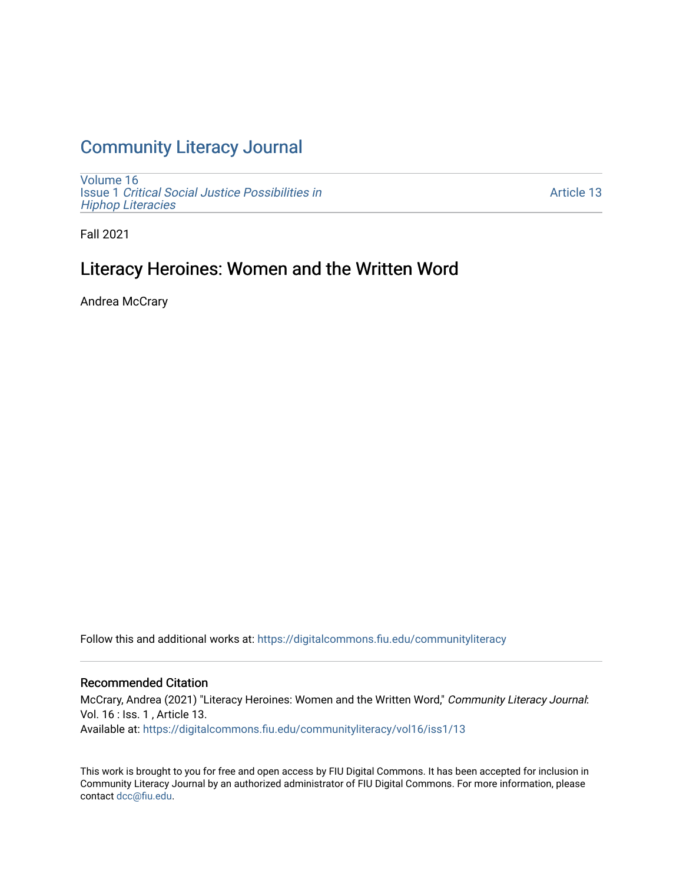# Community Literacy Journal

Volume 16
Issue 1 *Critical Social Justice Possibilities in Hiphop Literacies*

Article 13

Fall 2021

## Literacy Heroines: Women and the Written Word

Andrea McCrary

Follow this and additional works at: https://digitalcommons.fiu.edu/communityliteracy

### Recommended Citation

McCrary, Andrea (2021) "Literacy Heroines: Women and the Written Word," *Community Literacy Journal*: Vol. 16 : Iss. 1 , Article 13.
Available at: https://digitalcommons.fiu.edu/communityliteracy/vol16/iss1/13

This work is brought to you for free and open access by FIU Digital Commons. It has been accepted for inclusion in Community Literacy Journal by an authorized administrator of FIU Digital Commons. For more information, please contact dcc@fiu.edu.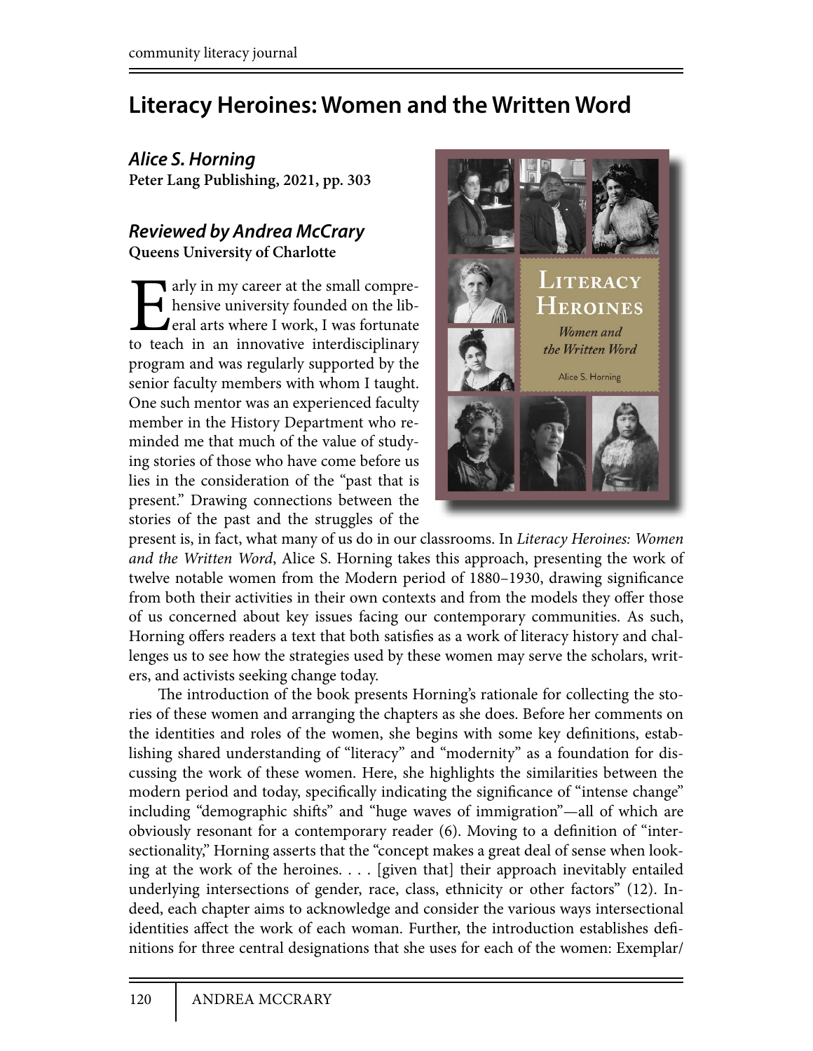# Literacy Heroines: Women and the Written Word

***Alice S. Horning***
**Peter Lang Publishing, 2021, pp. 303**

## *Reviewed by Andrea McCrary*
**Queens University of Charlotte**

Early in my career at the small comprehensive university founded on the liberal arts where I work, I was fortunate to teach in an innovative interdisciplinary program and was regularly supported by the senior faculty members with whom I taught. One such mentor was an experienced faculty member in the History Department who reminded me that much of the value of studying stories of those who have come before us lies in the consideration of the "past that is present." Drawing connections between the stories of the past and the struggles of the present is, in fact, what many of us do in our classrooms. In *Literacy Heroines: Women and the Written Word*, Alice S. Horning takes this approach, presenting the work of twelve notable women from the Modern period of 1880–1930, drawing significance from both their activities in their own contexts and from the models they offer those of us concerned about key issues facing our contemporary communities. As such, Horning offers readers a text that both satisfies as a work of literacy history and challenges us to see how the strategies used by these women may serve the scholars, writers, and activists seeking change today.

The introduction of the book presents Horning's rationale for collecting the stories of these women and arranging the chapters as she does. Before her comments on the identities and roles of the women, she begins with some key definitions, establishing shared understanding of "literacy" and "modernity" as a foundation for discussing the work of these women. Here, she highlights the similarities between the modern period and today, specifically indicating the significance of "intense change" including "demographic shifts" and "huge waves of immigration"—all of which are obviously resonant for a contemporary reader (6). Moving to a definition of "intersectionality," Horning asserts that the "concept makes a great deal of sense when looking at the work of the heroines. . . . [given that] their approach inevitably entailed underlying intersections of gender, race, class, ethnicity or other factors" (12). Indeed, each chapter aims to acknowledge and consider the various ways intersectional identities affect the work of each woman. Further, the introduction establishes definitions for three central designations that she uses for each of the women: Exemplar/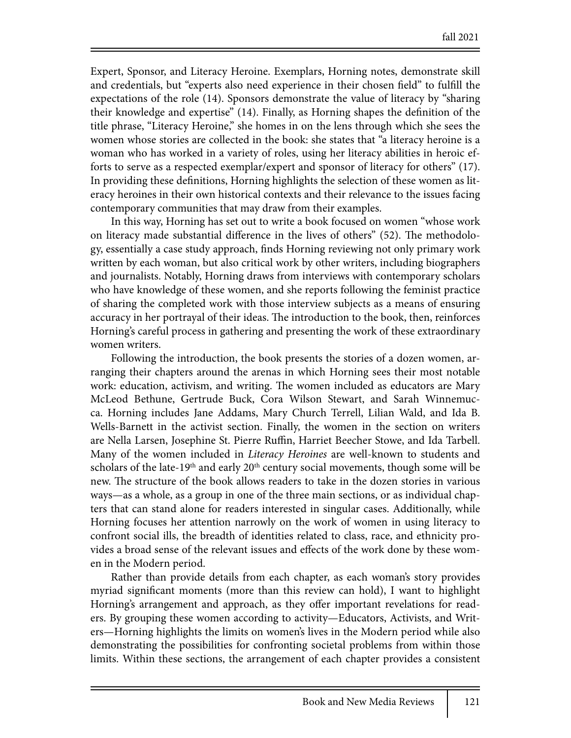Expert, Sponsor, and Literacy Heroine. Exemplars, Horning notes, demonstrate skill and credentials, but "experts also need experience in their chosen field" to fulfill the expectations of the role (14). Sponsors demonstrate the value of literacy by "sharing their knowledge and expertise" (14). Finally, as Horning shapes the definition of the title phrase, "Literacy Heroine," she homes in on the lens through which she sees the women whose stories are collected in the book: she states that "a literacy heroine is a woman who has worked in a variety of roles, using her literacy abilities in heroic efforts to serve as a respected exemplar/expert and sponsor of literacy for others" (17). In providing these definitions, Horning highlights the selection of these women as literacy heroines in their own historical contexts and their relevance to the issues facing contemporary communities that may draw from their examples.

In this way, Horning has set out to write a book focused on women "whose work on literacy made substantial difference in the lives of others" (52). The methodology, essentially a case study approach, finds Horning reviewing not only primary work written by each woman, but also critical work by other writers, including biographers and journalists. Notably, Horning draws from interviews with contemporary scholars who have knowledge of these women, and she reports following the feminist practice of sharing the completed work with those interview subjects as a means of ensuring accuracy in her portrayal of their ideas. The introduction to the book, then, reinforces Horning's careful process in gathering and presenting the work of these extraordinary women writers.

Following the introduction, the book presents the stories of a dozen women, arranging their chapters around the arenas in which Horning sees their most notable work: education, activism, and writing. The women included as educators are Mary McLeod Bethune, Gertrude Buck, Cora Wilson Stewart, and Sarah Winnemucca. Horning includes Jane Addams, Mary Church Terrell, Lilian Wald, and Ida B. Wells-Barnett in the activist section. Finally, the women in the section on writers are Nella Larsen, Josephine St. Pierre Ruffin, Harriet Beecher Stowe, and Ida Tarbell. Many of the women included in *Literacy Heroines* are well-known to students and scholars of the late-19th and early 20th century social movements, though some will be new. The structure of the book allows readers to take in the dozen stories in various ways—as a whole, as a group in one of the three main sections, or as individual chapters that can stand alone for readers interested in singular cases. Additionally, while Horning focuses her attention narrowly on the work of women in using literacy to confront social ills, the breadth of identities related to class, race, and ethnicity provides a broad sense of the relevant issues and effects of the work done by these women in the Modern period.

Rather than provide details from each chapter, as each woman's story provides myriad significant moments (more than this review can hold), I want to highlight Horning's arrangement and approach, as they offer important revelations for readers. By grouping these women according to activity—Educators, Activists, and Writers—Horning highlights the limits on women's lives in the Modern period while also demonstrating the possibilities for confronting societal problems from within those limits. Within these sections, the arrangement of each chapter provides a consistent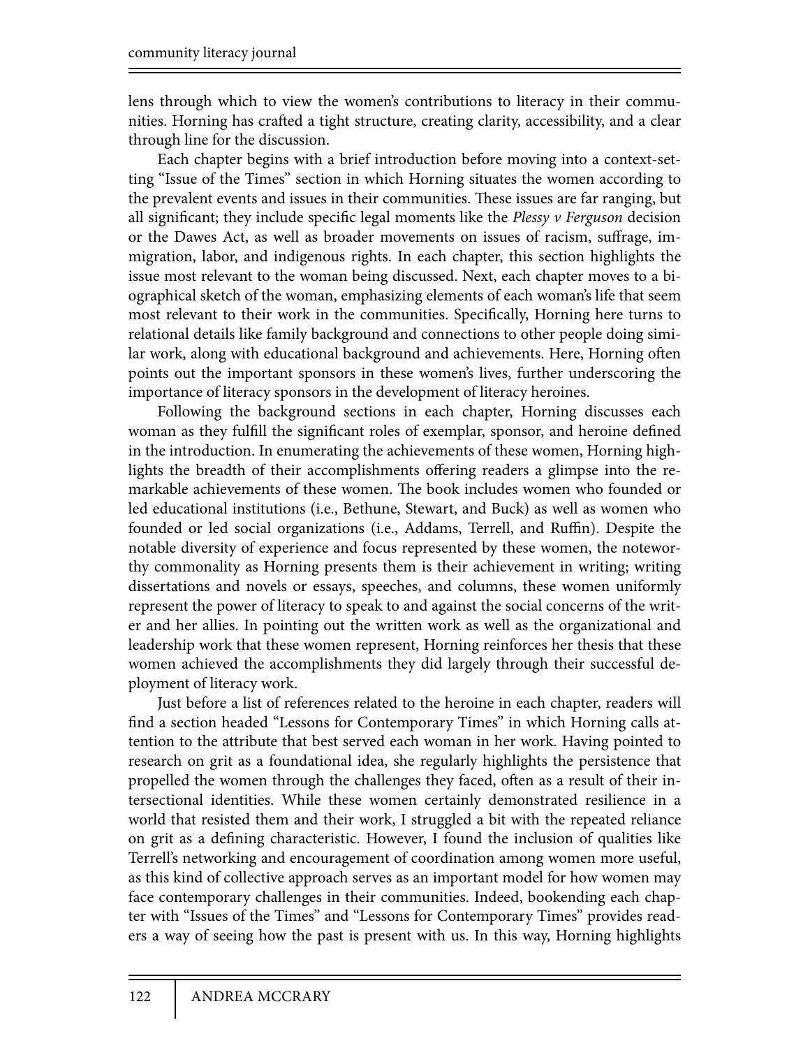lens through which to view the women's contributions to literacy in their communities. Horning has crafted a tight structure, creating clarity, accessibility, and a clear through line for the discussion.

Each chapter begins with a brief introduction before moving into a context-setting "Issue of the Times" section in which Horning situates the women according to the prevalent events and issues in their communities. These issues are far ranging, but all significant; they include specific legal moments like the *Plessy v Ferguson* decision or the Dawes Act, as well as broader movements on issues of racism, suffrage, immigration, labor, and indigenous rights. In each chapter, this section highlights the issue most relevant to the woman being discussed. Next, each chapter moves to a biographical sketch of the woman, emphasizing elements of each woman's life that seem most relevant to their work in the communities. Specifically, Horning here turns to relational details like family background and connections to other people doing similar work, along with educational background and achievements. Here, Horning often points out the important sponsors in these women's lives, further underscoring the importance of literacy sponsors in the development of literacy heroines.

Following the background sections in each chapter, Horning discusses each woman as they fulfill the significant roles of exemplar, sponsor, and heroine defined in the introduction. In enumerating the achievements of these women, Horning highlights the breadth of their accomplishments offering readers a glimpse into the remarkable achievements of these women. The book includes women who founded or led educational institutions (i.e., Bethune, Stewart, and Buck) as well as women who founded or led social organizations (i.e., Addams, Terrell, and Ruffin). Despite the notable diversity of experience and focus represented by these women, the noteworthy commonality as Horning presents them is their achievement in writing; writing dissertations and novels or essays, speeches, and columns, these women uniformly represent the power of literacy to speak to and against the social concerns of the writer and her allies. In pointing out the written work as well as the organizational and leadership work that these women represent, Horning reinforces her thesis that these women achieved the accomplishments they did largely through their successful deployment of literacy work.

Just before a list of references related to the heroine in each chapter, readers will find a section headed "Lessons for Contemporary Times" in which Horning calls attention to the attribute that best served each woman in her work. Having pointed to research on grit as a foundational idea, she regularly highlights the persistence that propelled the women through the challenges they faced, often as a result of their intersectional identities. While these women certainly demonstrated resilience in a world that resisted them and their work, I struggled a bit with the repeated reliance on grit as a defining characteristic. However, I found the inclusion of qualities like Terrell's networking and encouragement of coordination among women more useful, as this kind of collective approach serves as an important model for how women may face contemporary challenges in their communities. Indeed, bookending each chapter with "Issues of the Times" and "Lessons for Contemporary Times" provides readers a way of seeing how the past is present with us. In this way, Horning highlights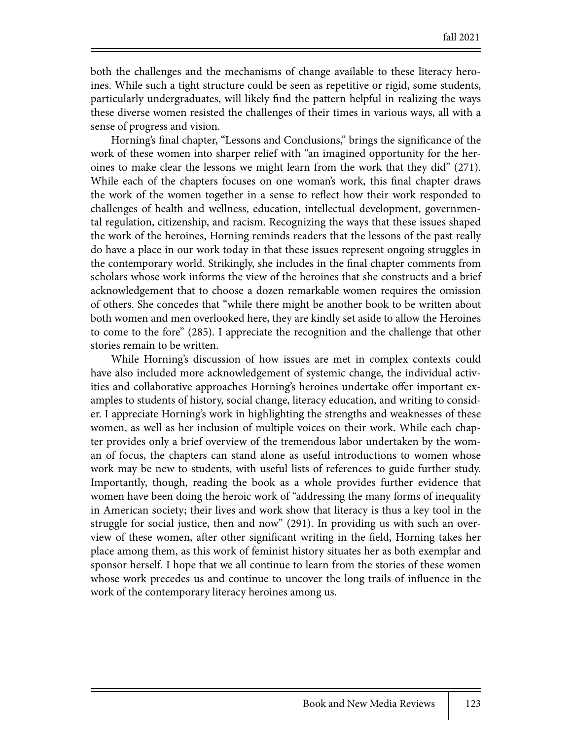both the challenges and the mechanisms of change available to these literacy heroines. While such a tight structure could be seen as repetitive or rigid, some students, particularly undergraduates, will likely find the pattern helpful in realizing the ways these diverse women resisted the challenges of their times in various ways, all with a sense of progress and vision.

Horning's final chapter, "Lessons and Conclusions," brings the significance of the work of these women into sharper relief with "an imagined opportunity for the heroines to make clear the lessons we might learn from the work that they did" (271). While each of the chapters focuses on one woman's work, this final chapter draws the work of the women together in a sense to reflect how their work responded to challenges of health and wellness, education, intellectual development, governmental regulation, citizenship, and racism. Recognizing the ways that these issues shaped the work of the heroines, Horning reminds readers that the lessons of the past really do have a place in our work today in that these issues represent ongoing struggles in the contemporary world. Strikingly, she includes in the final chapter comments from scholars whose work informs the view of the heroines that she constructs and a brief acknowledgement that to choose a dozen remarkable women requires the omission of others. She concedes that "while there might be another book to be written about both women and men overlooked here, they are kindly set aside to allow the Heroines to come to the fore" (285). I appreciate the recognition and the challenge that other stories remain to be written.

While Horning's discussion of how issues are met in complex contexts could have also included more acknowledgement of systemic change, the individual activities and collaborative approaches Horning's heroines undertake offer important examples to students of history, social change, literacy education, and writing to consider. I appreciate Horning's work in highlighting the strengths and weaknesses of these women, as well as her inclusion of multiple voices on their work. While each chapter provides only a brief overview of the tremendous labor undertaken by the woman of focus, the chapters can stand alone as useful introductions to women whose work may be new to students, with useful lists of references to guide further study. Importantly, though, reading the book as a whole provides further evidence that women have been doing the heroic work of "addressing the many forms of inequality in American society; their lives and work show that literacy is thus a key tool in the struggle for social justice, then and now" (291). In providing us with such an overview of these women, after other significant writing in the field, Horning takes her place among them, as this work of feminist history situates her as both exemplar and sponsor herself. I hope that we all continue to learn from the stories of these women whose work precedes us and continue to uncover the long trails of influence in the work of the contemporary literacy heroines among us.